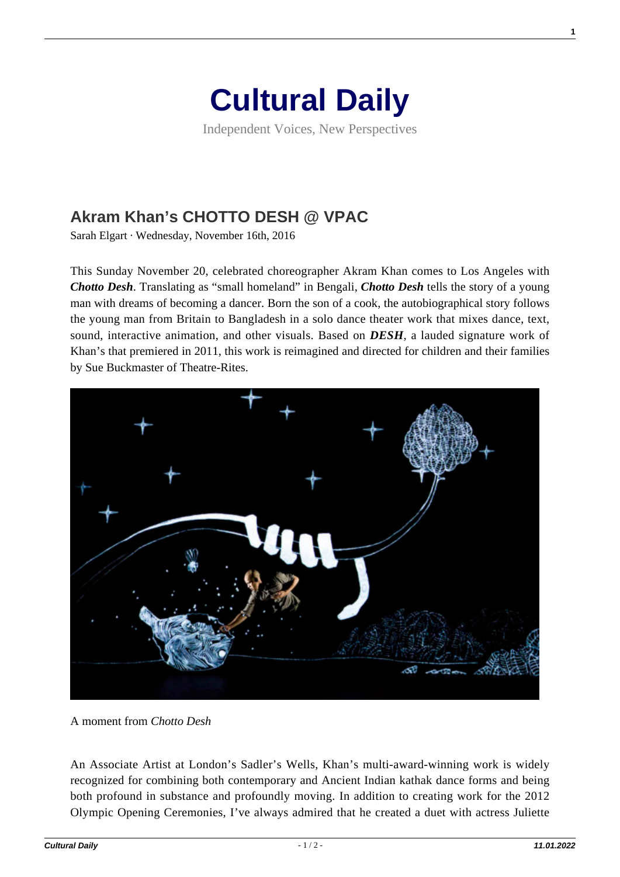# Cultural Daily

Independent Voices, New Perspectives

## Akram Khan's CHOTTO DESH @ VPAC

Sarah Elgart · Wednesday, November 16th, 2016

This Sunday November 20, celebrated choreographer Akram Khan comes to Los Angeles with ***Chotto Desh***. Translating as "small homeland" in Bengali, ***Chotto Desh*** tells the story of a young man with dreams of becoming a dancer. Born the son of a cook, the autobiographical story follows the young man from Britain to Bangladesh in a solo dance theater work that mixes dance, text, sound, interactive animation, and other visuals. Based on ***DESH***, a lauded signature work of Khan's that premiered in 2011, this work is reimagined and directed for children and their families by Sue Buckmaster of Theatre-Rites.

A moment from *Chotto Desh*

An Associate Artist at London's Sadler's Wells, Khan's multi-award-winning work is widely recognized for combining both contemporary and Ancient Indian kathak dance forms and being both profound in substance and profoundly moving. In addition to creating work for the 2012 Olympic Opening Ceremonies, I've always admired that he created a duet with actress Juliette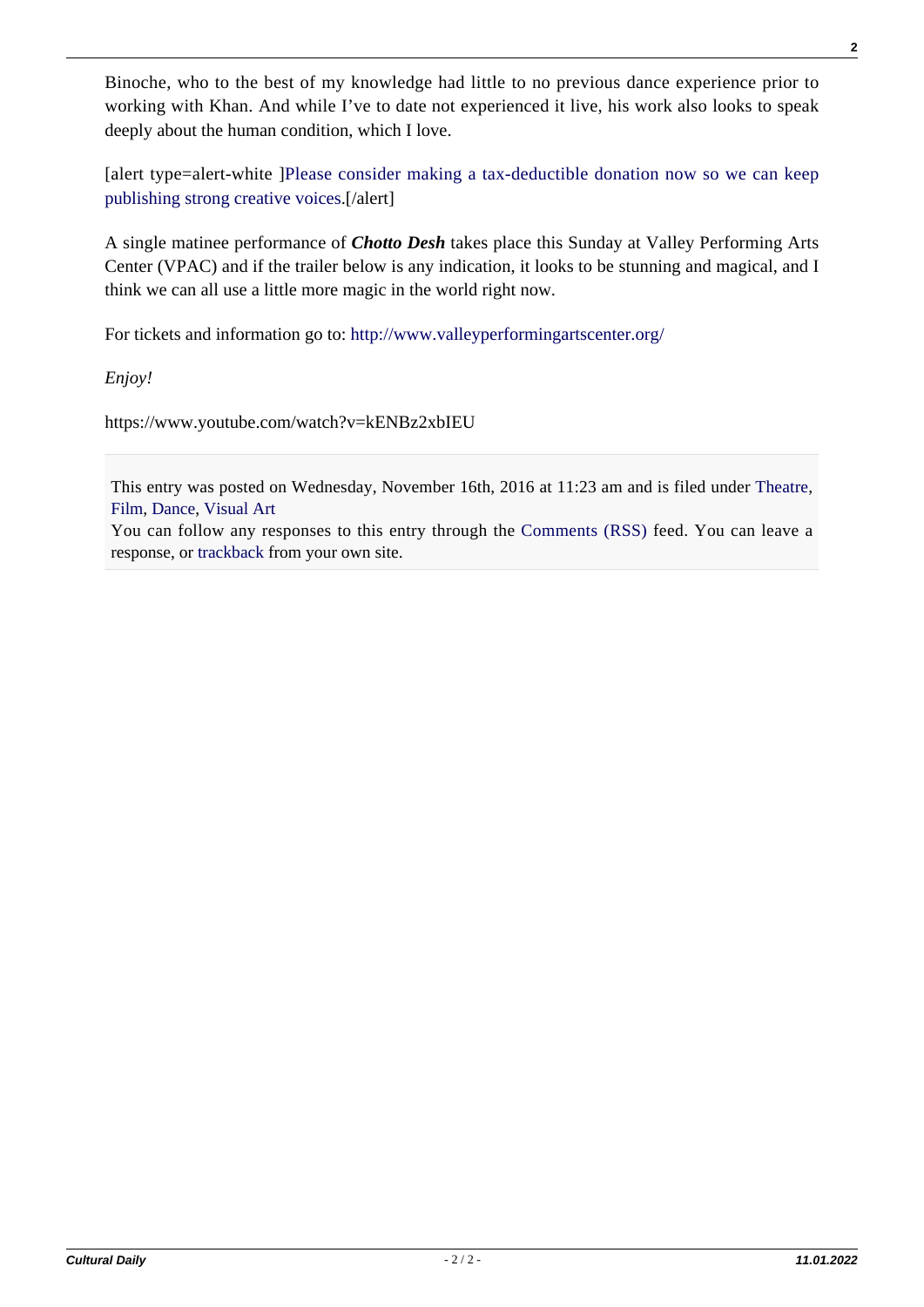Binoche, who to the best of my knowledge had little to no previous dance experience prior to working with Khan. And while I've to date not experienced it live, his work also looks to speak deeply about the human condition, which I love.

[alert type=alert-white ]Please consider making a tax-deductible donation now so we can keep publishing strong creative voices.[/alert]

A single matinee performance of ***Chotto Desh*** takes place this Sunday at Valley Performing Arts Center (VPAC) and if the trailer below is any indication, it looks to be stunning and magical, and I think we can all use a little more magic in the world right now.

For tickets and information go to: http://www.valleyperformingartscenter.org/

*Enjoy!*

https://www.youtube.com/watch?v=kENBz2xbIEU

This entry was posted on Wednesday, November 16th, 2016 at 11:23 am and is filed under Theatre, Film, Dance, Visual Art
You can follow any responses to this entry through the Comments (RSS) feed. You can leave a response, or trackback from your own site.